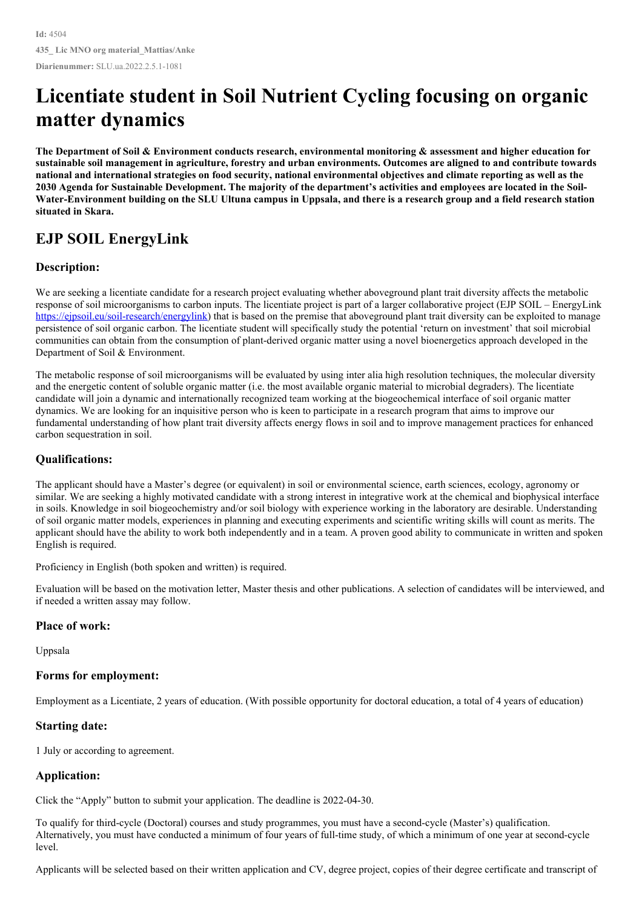**Id:** 4504

**435_ Lic MNO org material_Mattias/Anke**

**Diarienummer:** SLU.ua.2022.2.5.1-1081

# Licentiate student in Soil Nutrient Cycling focusing on organic matter dynamics

**The Department of Soil & Environment conducts research, environmental monitoring & assessment and higher education for sustainable soil management in agriculture, forestry and urban environments. Outcomes are aligned to and contribute towards national and international strategies on food security, national environmental objectives and climate reporting as well as the 2030 Agenda for Sustainable Development. The majority of the department's activities and employees are located in the Soil-Water-Environment building on the SLU Ultuna campus in Uppsala, and there is a research group and a field research station situated in Skara.**

## EJP SOIL EnergyLink

### Description:

We are seeking a licentiate candidate for a research project evaluating whether aboveground plant trait diversity affects the metabolic response of soil microorganisms to carbon inputs. The licentiate project is part of a larger collaborative project (EJP SOIL – EnergyLink [https://ejpsoil.eu/soil-research/energylink](https://ejpsoil.eu/soil-research/energylink)) that is based on the premise that aboveground plant trait diversity can be exploited to manage persistence of soil organic carbon. The licentiate student will specifically study the potential 'return on investment' that soil microbial communities can obtain from the consumption of plant-derived organic matter using a novel bioenergetics approach developed in the Department of Soil & Environment.

The metabolic response of soil microorganisms will be evaluated by using inter alia high resolution techniques, the molecular diversity and the energetic content of soluble organic matter (i.e. the most available organic material to microbial degraders). The licentiate candidate will join a dynamic and internationally recognized team working at the biogeochemical interface of soil organic matter dynamics. We are looking for an inquisitive person who is keen to participate in a research program that aims to improve our fundamental understanding of how plant trait diversity affects energy flows in soil and to improve management practices for enhanced carbon sequestration in soil.

### Qualifications:

The applicant should have a Master's degree (or equivalent) in soil or environmental science, earth sciences, ecology, agronomy or similar. We are seeking a highly motivated candidate with a strong interest in integrative work at the chemical and biophysical interface in soils. Knowledge in soil biogeochemistry and/or soil biology with experience working in the laboratory are desirable. Understanding of soil organic matter models, experiences in planning and executing experiments and scientific writing skills will count as merits. The applicant should have the ability to work both independently and in a team. A proven good ability to communicate in written and spoken English is required.

Proficiency in English (both spoken and written) is required.

Evaluation will be based on the motivation letter, Master thesis and other publications. A selection of candidates will be interviewed, and if needed a written assay may follow.

### Place of work:

Uppsala

### Forms for employment:

Employment as a Licentiate, 2 years of education. (With possible opportunity for doctoral education, a total of 4 years of education)

### Starting date:

1 July or according to agreement.

### Application:

Click the "Apply" button to submit your application. The deadline is 2022-04-30.

To qualify for third-cycle (Doctoral) courses and study programmes, you must have a second-cycle (Master's) qualification. Alternatively, you must have conducted a minimum of four years of full-time study, of which a minimum of one year at second-cycle level.

Applicants will be selected based on their written application and CV, degree project, copies of their degree certificate and transcript of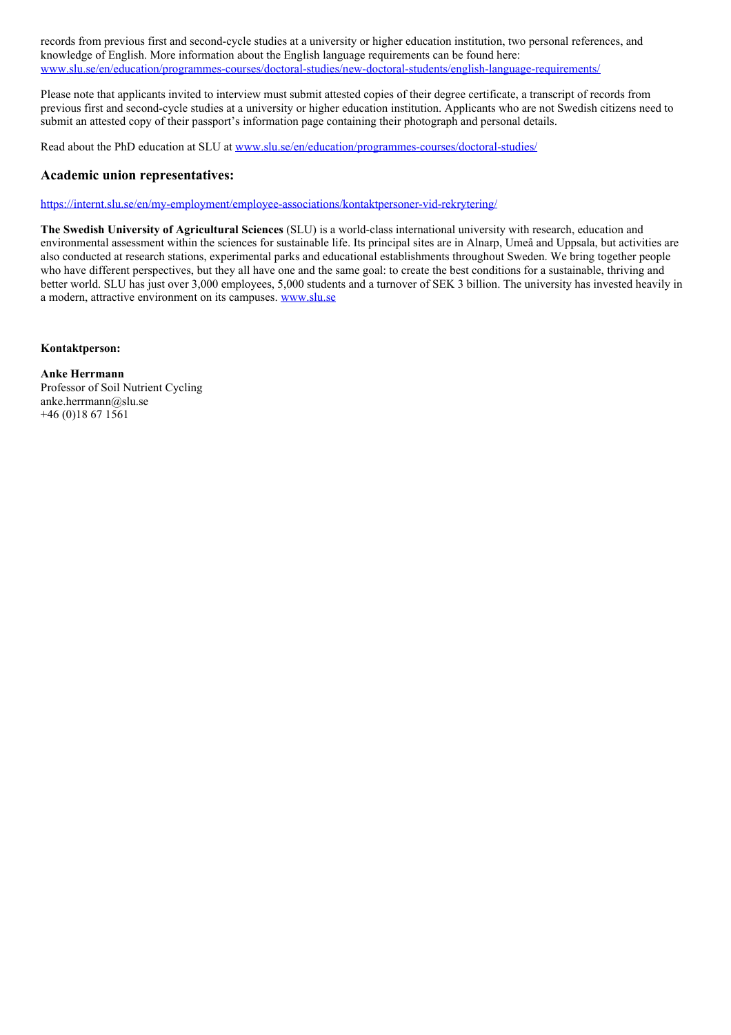records from previous first and second-cycle studies at a university or higher education institution, two personal references, and knowledge of English. More information about the English language requirements can be found here: [www.slu.se/en/education/programmes-courses/doctoral-studies/new-doctoral-students/english-language-requirements/](www.slu.se/en/education/programmes-courses/doctoral-studies/new-doctoral-students/english-language-requirements/)

Please note that applicants invited to interview must submit attested copies of their degree certificate, a transcript of records from previous first and second-cycle studies at a university or higher education institution. Applicants who are not Swedish citizens need to submit an attested copy of their passport's information page containing their photograph and personal details.

Read about the PhD education at SLU at [www.slu.se/en/education/programmes-courses/doctoral-studies/](www.slu.se/en/education/programmes-courses/doctoral-studies/)

### Academic union representatives:

[https://internt.slu.se/en/my-employment/employee-associations/kontaktpersoner-vid-rekrytering/](https://internt.slu.se/en/my-employment/employee-associations/kontaktpersoner-vid-rekrytering/)

**The Swedish University of Agricultural Sciences** (SLU) is a world-class international university with research, education and environmental assessment within the sciences for sustainable life. Its principal sites are in Alnarp, Umeå and Uppsala, but activities are also conducted at research stations, experimental parks and educational establishments throughout Sweden. We bring together people who have different perspectives, but they all have one and the same goal: to create the best conditions for a sustainable, thriving and better world. SLU has just over 3,000 employees, 5,000 students and a turnover of SEK 3 billion. The university has invested heavily in a modern, attractive environment on its campuses. [www.slu.se](www.slu.se)

**Kontaktperson:**

**Anke Herrmann**
Professor of Soil Nutrient Cycling
anke.herrmann@slu.se
+46 (0)18 67 1561